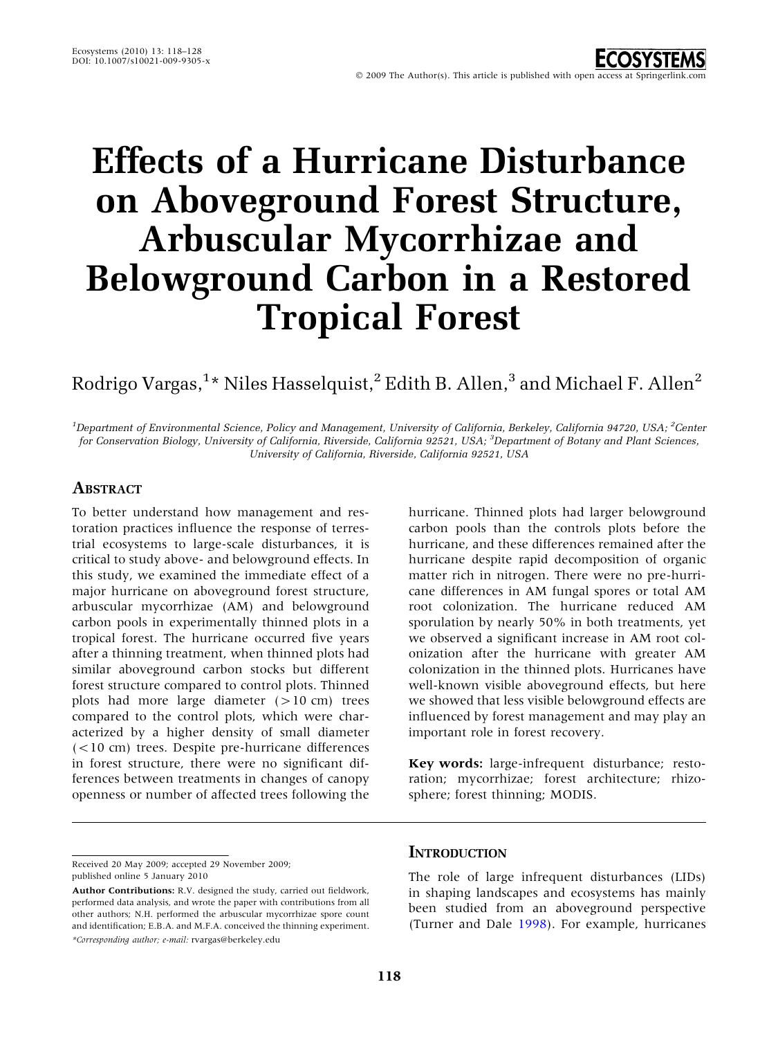# Effects of a Hurricane Disturbance on Aboveground Forest Structure, Arbuscular Mycorrhizae and Belowground Carbon in a Restored Tropical Forest

Rodrigo Vargas,[1]* Niles Hasselquist,[2] Edith B. Allen,[3] and Michael F. Allen[2]

[1]Department of Environmental Science, Policy and Management, University of California, Berkeley, California 94720, USA; [2]Center for Conservation Biology, University of California, Riverside, California 92521, USA; [3]Department of Botany and Plant Sciences, University of California, Riverside, California 92521, USA

## Abstract

To better understand how management and restoration practices influence the response of terrestrial ecosystems to large-scale disturbances, it is critical to study above- and belowground effects. In this study, we examined the immediate effect of a major hurricane on aboveground forest structure, arbuscular mycorrhizae (AM) and belowground carbon pools in experimentally thinned plots in a tropical forest. The hurricane occurred five years after a thinning treatment, when thinned plots had similar aboveground carbon stocks but different forest structure compared to control plots. Thinned plots had more large diameter (>10 cm) trees compared to the control plots, which were characterized by a higher density of small diameter (<10 cm) trees. Despite pre-hurricane differences in forest structure, there were no significant differences between treatments in changes of canopy openness or number of affected trees following the hurricane. Thinned plots had larger belowground carbon pools than the controls plots before the hurricane, and these differences remained after the hurricane despite rapid decomposition of organic matter rich in nitrogen. There were no pre-hurricane differences in AM fungal spores or total AM root colonization. The hurricane reduced AM sporulation by nearly 50% in both treatments, yet we observed a significant increase in AM root colonization after the hurricane with greater AM colonization in the thinned plots. Hurricanes have well-known visible aboveground effects, but here we showed that less visible belowground effects are influenced by forest management and may play an important role in forest recovery.

**Key words:** large-infrequent disturbance; restoration; mycorrhizae; forest architecture; rhizosphere; forest thinning; MODIS.

Received 20 May 2009; accepted 29 November 2009;
published online 5 January 2010

**Author Contributions:** R.V. designed the study, carried out fieldwork, performed data analysis, and wrote the paper with contributions from all other authors; N.H. performed the arbuscular mycorrhizae spore count and identification; E.B.A. and M.F.A. conceived the thinning experiment.

*Corresponding author; e-mail: rvargas@berkeley.edu

## Introduction

The role of large infrequent disturbances (LIDs) in shaping landscapes and ecosystems has mainly been studied from an aboveground perspective (Turner and Dale 1998). For example, hurricanes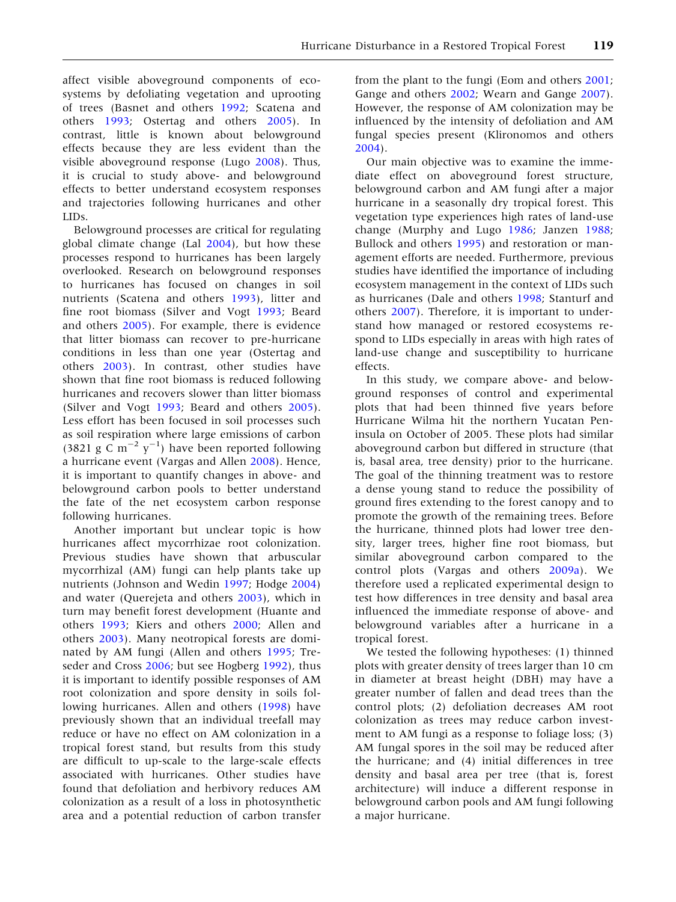affect visible aboveground components of ecosystems by defoliating vegetation and uprooting of trees (Basnet and others 1992; Scatena and others 1993; Ostertag and others 2005). In contrast, little is known about belowground effects because they are less evident than the visible aboveground response (Lugo 2008). Thus, it is crucial to study above- and belowground effects to better understand ecosystem responses and trajectories following hurricanes and other LIDs.

Belowground processes are critical for regulating global climate change (Lal 2004), but how these processes respond to hurricanes has been largely overlooked. Research on belowground responses to hurricanes has focused on changes in soil nutrients (Scatena and others 1993), litter and fine root biomass (Silver and Vogt 1993; Beard and others 2005). For example, there is evidence that litter biomass can recover to pre-hurricane conditions in less than one year (Ostertag and others 2003). In contrast, other studies have shown that fine root biomass is reduced following hurricanes and recovers slower than litter biomass (Silver and Vogt 1993; Beard and others 2005). Less effort has been focused in soil processes such as soil respiration where large emissions of carbon (3821 g C $m^{-2}$ $y^{-1}$) have been reported following a hurricane event (Vargas and Allen 2008). Hence, it is important to quantify changes in above- and belowground carbon pools to better understand the fate of the net ecosystem carbon response following hurricanes.

Another important but unclear topic is how hurricanes affect mycorrhizae root colonization. Previous studies have shown that arbuscular mycorrhizal (AM) fungi can help plants take up nutrients (Johnson and Wedin 1997; Hodge 2004) and water (Querejeta and others 2003), which in turn may benefit forest development (Huante and others 1993; Kiers and others 2000; Allen and others 2003). Many neotropical forests are dominated by AM fungi (Allen and others 1995; Treseder and Cross 2006; but see Hogberg 1992), thus it is important to identify possible responses of AM root colonization and spore density in soils following hurricanes. Allen and others (1998) have previously shown that an individual treefall may reduce or have no effect on AM colonization in a tropical forest stand, but results from this study are difficult to up-scale to the large-scale effects associated with hurricanes. Other studies have found that defoliation and herbivory reduces AM colonization as a result of a loss in photosynthetic area and a potential reduction of carbon transfer from the plant to the fungi (Eom and others 2001; Gange and others 2002; Wearn and Gange 2007). However, the response of AM colonization may be influenced by the intensity of defoliation and AM fungal species present (Klironomos and others 2004).

Our main objective was to examine the immediate effect on aboveground forest structure, belowground carbon and AM fungi after a major hurricane in a seasonally dry tropical forest. This vegetation type experiences high rates of land-use change (Murphy and Lugo 1986; Janzen 1988; Bullock and others 1995) and restoration or management efforts are needed. Furthermore, previous studies have identified the importance of including ecosystem management in the context of LIDs such as hurricanes (Dale and others 1998; Stanturf and others 2007). Therefore, it is important to understand how managed or restored ecosystems respond to LIDs especially in areas with high rates of land-use change and susceptibility to hurricane effects.

In this study, we compare above- and belowground responses of control and experimental plots that had been thinned five years before Hurricane Wilma hit the northern Yucatan Peninsula on October of 2005. These plots had similar aboveground carbon but differed in structure (that is, basal area, tree density) prior to the hurricane. The goal of the thinning treatment was to restore a dense young stand to reduce the possibility of ground fires extending to the forest canopy and to promote the growth of the remaining trees. Before the hurricane, thinned plots had lower tree density, larger trees, higher fine root biomass, but similar aboveground carbon compared to the control plots (Vargas and others 2009a). We therefore used a replicated experimental design to test how differences in tree density and basal area influenced the immediate response of above- and belowground variables after a hurricane in a tropical forest.

We tested the following hypotheses: (1) thinned plots with greater density of trees larger than 10 cm in diameter at breast height (DBH) may have a greater number of fallen and dead trees than the control plots; (2) defoliation decreases AM root colonization as trees may reduce carbon investment to AM fungi as a response to foliage loss; (3) AM fungal spores in the soil may be reduced after the hurricane; and (4) initial differences in tree density and basal area per tree (that is, forest architecture) will induce a different response in belowground carbon pools and AM fungi following a major hurricane.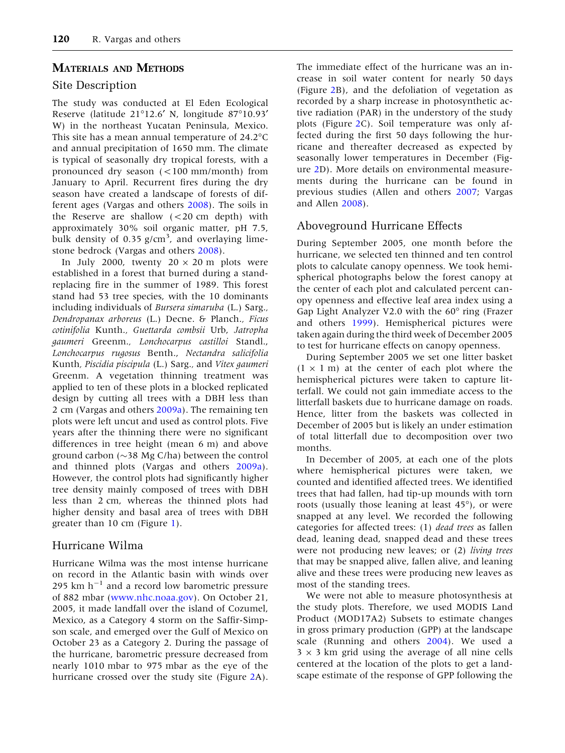## Materials and Methods

### Site Description

The study was conducted at El Eden Ecological Reserve (latitude 21°12.6′ N, longitude 87°10.93′ W) in the northeast Yucatan Peninsula, Mexico. This site has a mean annual temperature of 24.2°C and annual precipitation of 1650 mm. The climate is typical of seasonally dry tropical forests, with a pronounced dry season (<100 mm/month) from January to April. Recurrent fires during the dry season have created a landscape of forests of different ages (Vargas and others 2008). The soils in the Reserve are shallow (<20 cm depth) with approximately 30% soil organic matter, pH 7.5, bulk density of 0.35 g/cm$^3$, and overlaying limestone bedrock (Vargas and others 2008).

In July 2000, twenty 20 × 20 m plots were established in a forest that burned during a stand-replacing fire in the summer of 1989. This forest stand had 53 tree species, with the 10 dominants including individuals of *Bursera simaruba* (L.) Sarg., *Dendropanax arboreus* (L.) Decne. & Planch., *Ficus cotinifolia* Kunth., *Guettarda combsii* Urb, *Jatropha gaumeri* Greenm., *Lonchocarpus castilloi* Standl., *Lonchocarpus rugosus* Benth., *Nectandra salicifolia* Kunth, *Piscidia piscipula* (L.) Sarg., and *Vitex gaumeri* Greenm. A vegetation thinning treatment was applied to ten of these plots in a blocked replicated design by cutting all trees with a DBH less than 2 cm (Vargas and others 2009a). The remaining ten plots were left uncut and used as control plots. Five years after the thinning there were no significant differences in tree height (mean 6 m) and above ground carbon (~38 Mg C/ha) between the control and thinned plots (Vargas and others 2009a). However, the control plots had significantly higher tree density mainly composed of trees with DBH less than 2 cm, whereas the thinned plots had higher density and basal area of trees with DBH greater than 10 cm (Figure 1).

### Hurricane Wilma

Hurricane Wilma was the most intense hurricane on record in the Atlantic basin with winds over 295 km h$^{-1}$ and a record low barometric pressure of 882 mbar (www.nhc.noaa.gov). On October 21, 2005, it made landfall over the island of Cozumel, Mexico, as a Category 4 storm on the Saffir-Simpson scale, and emerged over the Gulf of Mexico on October 23 as a Category 2. During the passage of the hurricane, barometric pressure decreased from nearly 1010 mbar to 975 mbar as the eye of the hurricane crossed over the study site (Figure 2A). The immediate effect of the hurricane was an increase in soil water content for nearly 50 days (Figure 2B), and the defoliation of vegetation as recorded by a sharp increase in photosynthetic active radiation (PAR) in the understory of the study plots (Figure 2C). Soil temperature was only affected during the first 50 days following the hurricane and thereafter decreased as expected by seasonally lower temperatures in December (Figure 2D). More details on environmental measurements during the hurricane can be found in previous studies (Allen and others 2007; Vargas and Allen 2008).

### Aboveground Hurricane Effects

During September 2005, one month before the hurricane, we selected ten thinned and ten control plots to calculate canopy openness. We took hemispherical photographs below the forest canopy at the center of each plot and calculated percent canopy openness and effective leaf area index using a Gap Light Analyzer V2.0 with the 60° ring (Frazer and others 1999). Hemispherical pictures were taken again during the third week of December 2005 to test for hurricane effects on canopy openness.

During September 2005 we set one litter basket (1 × 1 m) at the center of each plot where the hemispherical pictures were taken to capture litterfall. We could not gain immediate access to the litterfall baskets due to hurricane damage on roads. Hence, litter from the baskets was collected in December of 2005 but is likely an under estimation of total litterfall due to decomposition over two months.

In December of 2005, at each one of the plots where hemispherical pictures were taken, we counted and identified affected trees. We identified trees that had fallen, had tip-up mounds with torn roots (usually those leaning at least 45°), or were snapped at any level. We recorded the following categories for affected trees: (1) *dead trees* as fallen dead, leaning dead, snapped dead and these trees were not producing new leaves; or (2) *living trees* that may be snapped alive, fallen alive, and leaning alive and these trees were producing new leaves as most of the standing trees.

We were not able to measure photosynthesis at the study plots. Therefore, we used MODIS Land Product (MOD17A2) Subsets to estimate changes in gross primary production (GPP) at the landscape scale (Running and others 2004). We used a 3 × 3 km grid using the average of all nine cells centered at the location of the plots to get a landscape estimate of the response of GPP following the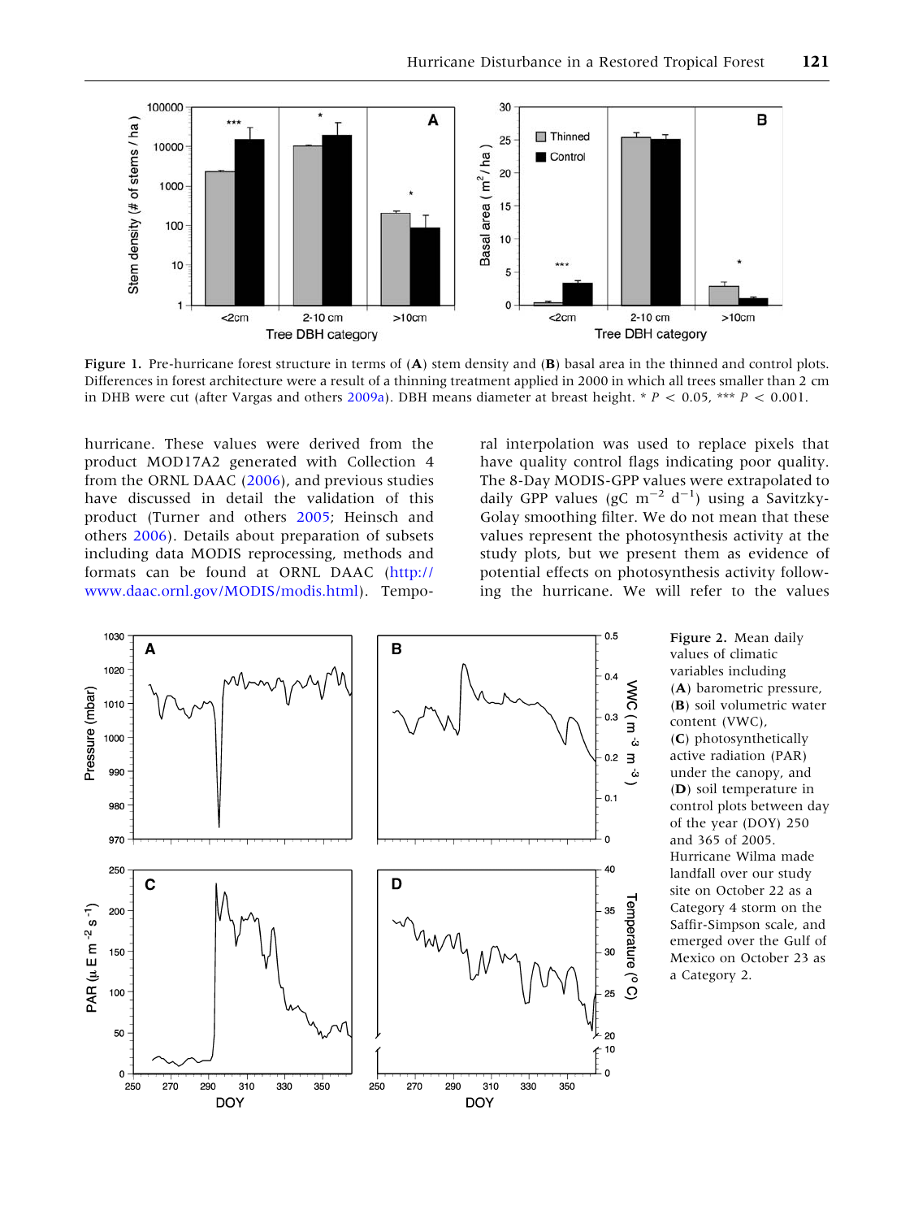Figure 1. Pre-hurricane forest structure in terms of (**A**) stem density and (**B**) basal area in the thinned and control plots. Differences in forest architecture were a result of a thinning treatment applied in 2000 in which all trees smaller than 2 cm in DHB were cut (after Vargas and others 2009a). DBH means diameter at breast height. * $P < 0.05$, *** $P < 0.001$.

hurricane. These values were derived from the product MOD17A2 generated with Collection 4 from the ORNL DAAC (2006), and previous studies have discussed in detail the validation of this product (Turner and others 2005; Heinsch and others 2006). Details about preparation of subsets including data MODIS reprocessing, methods and formats can be found at ORNL DAAC (http://www.daac.ornl.gov/MODIS/modis.html). Temporal interpolation was used to replace pixels that have quality control flags indicating poor quality. The 8-Day MODIS-GPP values were extrapolated to daily GPP values (gC $m^{-2}$ $d^{-1}$) using a Savitzky-Golay smoothing filter. We do not mean that these values represent the photosynthesis activity at the study plots, but we present them as evidence of potential effects on photosynthesis activity following the hurricane. We will refer to the values

Figure 2. Mean daily values of climatic variables including (**A**) barometric pressure, (**B**) soil volumetric water content (VWC), (**C**) photosynthetically active radiation (PAR) under the canopy, and (**D**) soil temperature in control plots between day of the year (DOY) 250 and 365 of 2005. Hurricane Wilma made landfall over our study site on October 22 as a Category 4 storm on the Saffir-Simpson scale, and emerged over the Gulf of Mexico on October 23 as a Category 2.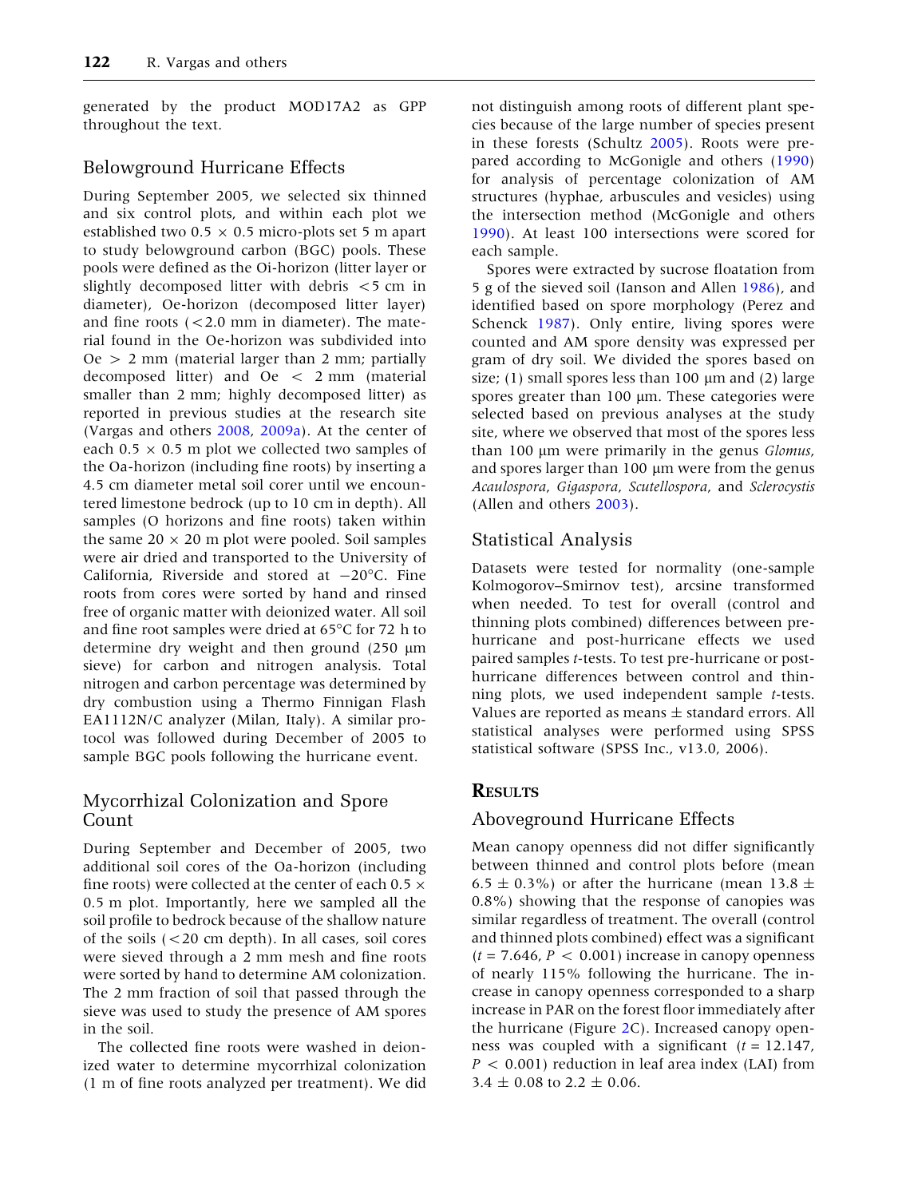generated by the product MOD17A2 as GPP throughout the text.

## Belowground Hurricane Effects

During September 2005, we selected six thinned and six control plots, and within each plot we established two 0.5 × 0.5 micro-plots set 5 m apart to study belowground carbon (BGC) pools. These pools were defined as the Oi-horizon (litter layer or slightly decomposed litter with debris <5 cm in diameter), Oe-horizon (decomposed litter layer) and fine roots (<2.0 mm in diameter). The material found in the Oe-horizon was subdivided into Oe > 2 mm (material larger than 2 mm; partially decomposed litter) and Oe < 2 mm (material smaller than 2 mm; highly decomposed litter) as reported in previous studies at the research site (Vargas and others 2008, 2009a). At the center of each 0.5 × 0.5 m plot we collected two samples of the Oa-horizon (including fine roots) by inserting a 4.5 cm diameter metal soil corer until we encountered limestone bedrock (up to 10 cm in depth). All samples (O horizons and fine roots) taken within the same 20 × 20 m plot were pooled. Soil samples were air dried and transported to the University of California, Riverside and stored at −20°C. Fine roots from cores were sorted by hand and rinsed free of organic matter with deionized water. All soil and fine root samples were dried at 65°C for 72 h to determine dry weight and then ground (250 μm sieve) for carbon and nitrogen analysis. Total nitrogen and carbon percentage was determined by dry combustion using a Thermo Finnigan Flash EA1112N/C analyzer (Milan, Italy). A similar protocol was followed during December of 2005 to sample BGC pools following the hurricane event.

## Mycorrhizal Colonization and Spore Count

During September and December of 2005, two additional soil cores of the Oa-horizon (including fine roots) were collected at the center of each 0.5 × 0.5 m plot. Importantly, here we sampled all the soil profile to bedrock because of the shallow nature of the soils (<20 cm depth). In all cases, soil cores were sieved through a 2 mm mesh and fine roots were sorted by hand to determine AM colonization. The 2 mm fraction of soil that passed through the sieve was used to study the presence of AM spores in the soil.

The collected fine roots were washed in deionized water to determine mycorrhizal colonization (1 m of fine roots analyzed per treatment). We did not distinguish among roots of different plant species because of the large number of species present in these forests (Schultz 2005). Roots were prepared according to McGonigle and others (1990) for analysis of percentage colonization of AM structures (hyphae, arbuscules and vesicles) using the intersection method (McGonigle and others 1990). At least 100 intersections were scored for each sample.

Spores were extracted by sucrose floatation from 5 g of the sieved soil (Ianson and Allen 1986), and identified based on spore morphology (Perez and Schenck 1987). Only entire, living spores were counted and AM spore density was expressed per gram of dry soil. We divided the spores based on size; (1) small spores less than 100 μm and (2) large spores greater than 100 μm. These categories were selected based on previous analyses at the study site, where we observed that most of the spores less than 100 μm were primarily in the genus *Glomus*, and spores larger than 100 μm were from the genus *Acaulospora*, *Gigaspora*, *Scutellospora*, and *Sclerocystis* (Allen and others 2003).

## Statistical Analysis

Datasets were tested for normality (one-sample Kolmogorov–Smirnov test), arcsine transformed when needed. To test for overall (control and thinning plots combined) differences between pre-hurricane and post-hurricane effects we used paired samples *t*-tests. To test pre-hurricane or post-hurricane differences between control and thinning plots, we used independent sample *t*-tests. Values are reported as means ± standard errors. All statistical analyses were performed using SPSS statistical software (SPSS Inc., v13.0, 2006).

# Results

## Aboveground Hurricane Effects

Mean canopy openness did not differ significantly between thinned and control plots before (mean 6.5 ± 0.3%) or after the hurricane (mean 13.8 ± 0.8%) showing that the response of canopies was similar regardless of treatment. The overall (control and thinned plots combined) effect was a significant ($t = 7.646$, $P < 0.001$) increase in canopy openness of nearly 115% following the hurricane. The increase in canopy openness corresponded to a sharp increase in PAR on the forest floor immediately after the hurricane (Figure 2C). Increased canopy openness was coupled with a significant ($t = 12.147$, $P < 0.001$) reduction in leaf area index (LAI) from 3.4 ± 0.08 to 2.2 ± 0.06.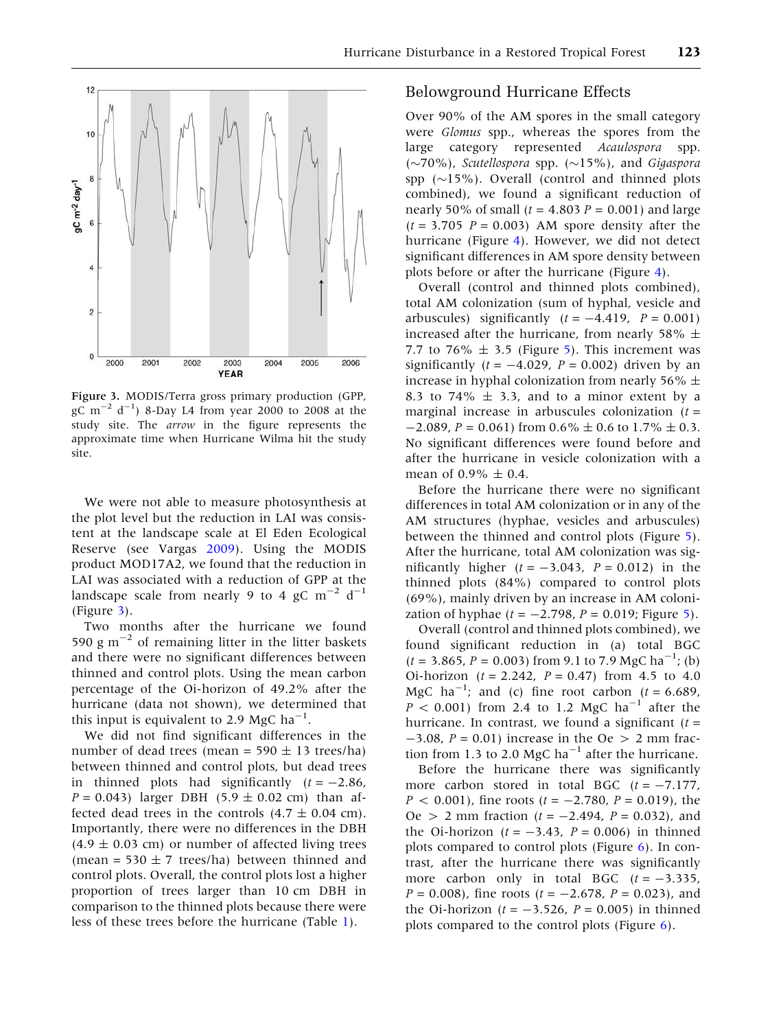Figure 3. MODIS/Terra gross primary production (GPP, gC $m^{-2}$ $d^{-1}$) 8-Day L4 from year 2000 to 2008 at the study site. The *arrow* in the figure represents the approximate time when Hurricane Wilma hit the study site.

We were not able to measure photosynthesis at the plot level but the reduction in LAI was consistent at the landscape scale at El Eden Ecological Reserve (see Vargas 2009). Using the MODIS product MOD17A2, we found that the reduction in LAI was associated with a reduction of GPP at the landscape scale from nearly 9 to 4 gC $m^{-2}$ $d^{-1}$ (Figure 3).

Two months after the hurricane we found 590 g $m^{-2}$ of remaining litter in the litter baskets and there were no significant differences between thinned and control plots. Using the mean carbon percentage of the Oi-horizon of 49.2% after the hurricane (data not shown), we determined that this input is equivalent to 2.9 MgC $ha^{-1}$.

We did not find significant differences in the number of dead trees (mean = 590 ± 13 trees/ha) between thinned and control plots, but dead trees in thinned plots had significantly ($t = -2.86$, $P = 0.043$) larger DBH (5.9 ± 0.02 cm) than affected dead trees in the controls (4.7 ± 0.04 cm). Importantly, there were no differences in the DBH (4.9 ± 0.03 cm) or number of affected living trees (mean = 530 ± 7 trees/ha) between thinned and control plots. Overall, the control plots lost a higher proportion of trees larger than 10 cm DBH in comparison to the thinned plots because there were less of these trees before the hurricane (Table 1).

## Belowground Hurricane Effects

Over 90% of the AM spores in the small category were *Glomus* spp., whereas the spores from the large category represented *Acaulospora* spp. (~70%), *Scutellospora* spp. (~15%), and *Gigaspora* spp (~15%). Overall (control and thinned plots combined), we found a significant reduction of nearly 50% of small ($t = 4.803$ $P = 0.001$) and large ($t = 3.705$ $P = 0.003$) AM spore density after the hurricane (Figure 4). However, we did not detect significant differences in AM spore density between plots before or after the hurricane (Figure 4).

Overall (control and thinned plots combined), total AM colonization (sum of hyphal, vesicle and arbuscules) significantly ($t = -4.419$, $P = 0.001$) increased after the hurricane, from nearly 58% ± 7.7 to 76% ± 3.5 (Figure 5). This increment was significantly ($t = -4.029$, $P = 0.002$) driven by an increase in hyphal colonization from nearly 56% ± 8.3 to 74% ± 3.3, and to a minor extent by a marginal increase in arbuscules colonization ($t = -2.089$, $P = 0.061$) from 0.6% ± 0.6 to 1.7% ± 0.3. No significant differences were found before and after the hurricane in vesicle colonization with a mean of 0.9% ± 0.4.

Before the hurricane there were no significant differences in total AM colonization or in any of the AM structures (hyphae, vesicles and arbuscules) between the thinned and control plots (Figure 5). After the hurricane, total AM colonization was significantly higher ($t = -3.043$, $P = 0.012$) in the thinned plots (84%) compared to control plots (69%), mainly driven by an increase in AM colonization of hyphae ($t = -2.798$, $P = 0.019$; Figure 5).

Overall (control and thinned plots combined), we found significant reduction in (a) total BGC ($t = 3.865$, $P = 0.003$) from 9.1 to 7.9 MgC $ha^{-1}$; (b) Oi-horizon ($t = 2.242$, $P = 0.47$) from 4.5 to 4.0 MgC $ha^{-1}$; and (c) fine root carbon ($t = 6.689$, $P < 0.001$) from 2.4 to 1.2 MgC $ha^{-1}$ after the hurricane. In contrast, we found a significant ($t = -3.08$, $P = 0.01$) increase in the Oe > 2 mm fraction from 1.3 to 2.0 MgC $ha^{-1}$ after the hurricane.

Before the hurricane there was significantly more carbon stored in total BGC ($t = -7.177$, $P < 0.001$), fine roots ($t = -2.780$, $P = 0.019$), the Oe > 2 mm fraction ($t = -2.494$, $P = 0.032$), and the Oi-horizon ($t = -3.43$, $P = 0.006$) in thinned plots compared to control plots (Figure 6). In contrast, after the hurricane there was significantly more carbon only in total BGC ($t = -3.335$, $P = 0.008$), fine roots ($t = -2.678$, $P = 0.023$), and the Oi-horizon ($t = -3.526$, $P = 0.005$) in thinned plots compared to the control plots (Figure 6).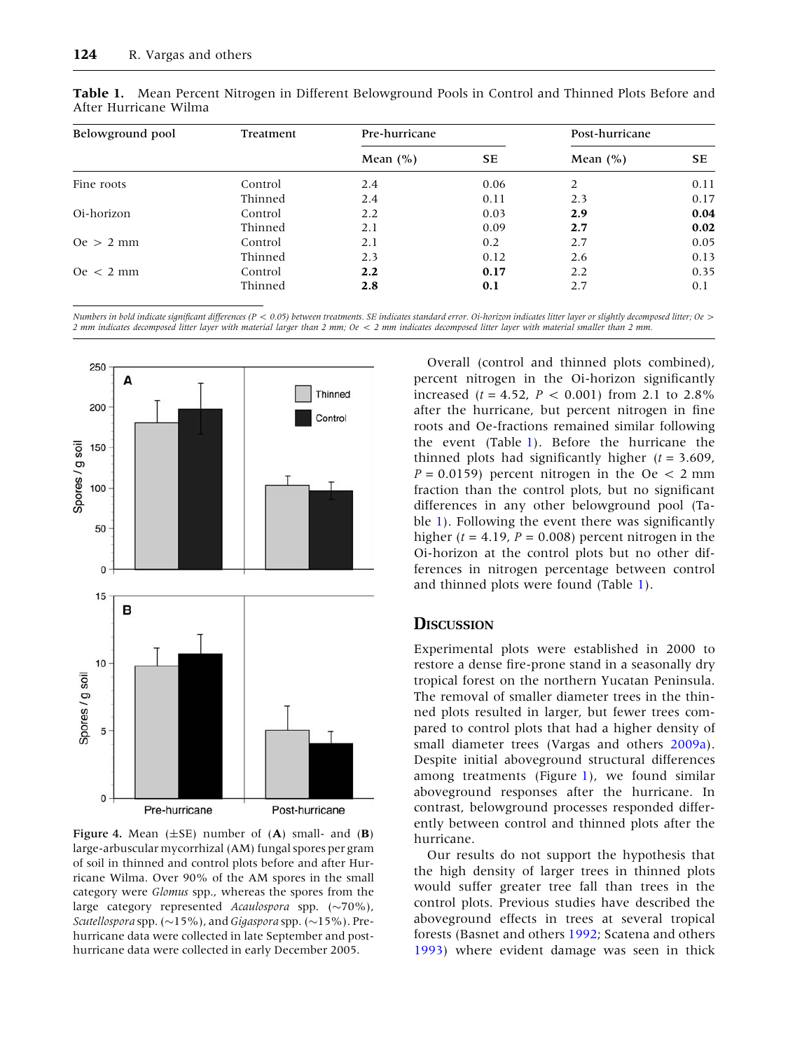**Table 1.** Mean Percent Nitrogen in Different Belowground Pools in Control and Thinned Plots Before and After Hurricane Wilma

| Belowground pool | Treatment | Pre-hurricane | | Post-hurricane | |
|---|---|---|---|---|---|
| | | Mean (%) | SE | Mean (%) | SE |
| Fine roots | Control | 2.4 | 0.06 | 2 | 0.11 |
| | Thinned | 2.4 | 0.11 | 2.3 | 0.17 |
| Oi-horizon | Control | 2.2 | 0.03 | **2.9** | **0.04** |
| | Thinned | 2.1 | 0.09 | **2.7** | **0.02** |
| Oe > 2 mm | Control | 2.1 | 0.2 | 2.7 | 0.05 |
| | Thinned | 2.3 | 0.12 | 2.6 | 0.13 |
| Oe < 2 mm | Control | **2.2** | **0.17** | 2.2 | 0.35 |
| | Thinned | **2.8** | **0.1** | 2.7 | 0.1 |

*Numbers in bold indicate significant differences (P < 0.05) between treatments. SE indicates standard error. Oi-horizon indicates litter layer or slightly decomposed litter; Oe > 2 mm indicates decomposed litter layer with material larger than 2 mm; Oe < 2 mm indicates decomposed litter layer with material smaller than 2 mm.*

**Figure 4.** Mean (±SE) number of (**A**) small- and (**B**) large-arbuscular mycorrhizal (AM) fungal spores per gram of soil in thinned and control plots before and after Hurricane Wilma. Over 90% of the AM spores in the small category were *Glomus* spp., whereas the spores from the large category represented *Acaulospora* spp. (~70%), *Scutellospora* spp. (~15%), and *Gigaspora* spp. (~15%). Pre-hurricane data were collected in late September and post-hurricane data were collected in early December 2005.

Overall (control and thinned plots combined), percent nitrogen in the Oi-horizon significantly increased ($t = 4.52$, $P < 0.001$) from 2.1 to 2.8% after the hurricane, but percent nitrogen in fine roots and Oe-fractions remained similar following the event (Table 1). Before the hurricane the thinned plots had significantly higher ($t = 3.609$, $P = 0.0159$) percent nitrogen in the Oe < 2 mm fraction than the control plots, but no significant differences in any other belowground pool (Table 1). Following the event there was significantly higher ($t = 4.19$, $P = 0.008$) percent nitrogen in the Oi-horizon at the control plots but no other differences in nitrogen percentage between control and thinned plots were found (Table 1).

## Discussion

Experimental plots were established in 2000 to restore a dense fire-prone stand in a seasonally dry tropical forest on the northern Yucatan Peninsula. The removal of smaller diameter trees in the thinned plots resulted in larger, but fewer trees compared to control plots that had a higher density of small diameter trees (Vargas and others 2009a). Despite initial aboveground structural differences among treatments (Figure 1), we found similar aboveground responses after the hurricane. In contrast, belowground processes responded differently between control and thinned plots after the hurricane.

Our results do not support the hypothesis that the high density of larger trees in thinned plots would suffer greater tree fall than trees in the control plots. Previous studies have described the aboveground effects in trees at several tropical forests (Basnet and others 1992; Scatena and others 1993) where evident damage was seen in thick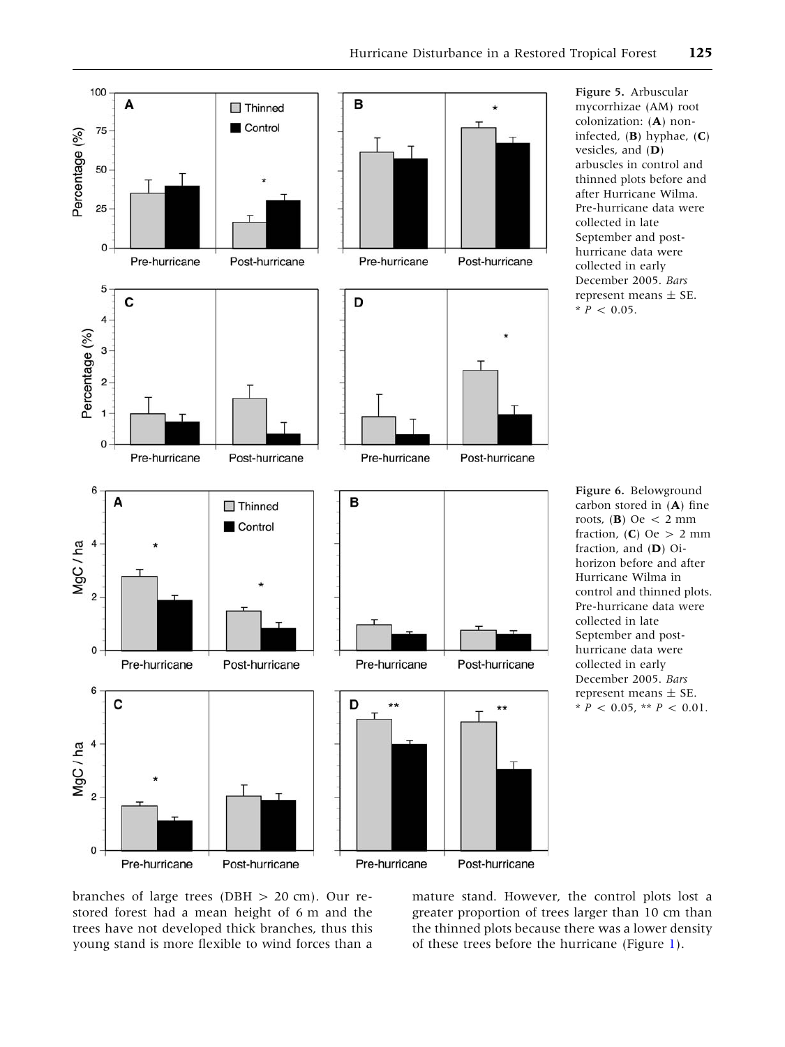Figure 5. Arbuscular mycorrhizae (AM) root colonization: (**A**) non-infected, (**B**) hyphae, (**C**) vesicles, and (**D**) arbuscles in control and thinned plots before and after Hurricane Wilma. Pre-hurricane data were collected in late September and post-hurricane data were collected in early December 2005. *Bars* represent means ± SE. * $P < 0.05$.

Figure 6. Belowground carbon stored in (**A**) fine roots, (**B**) Oe < 2 mm fraction, (**C**) Oe > 2 mm fraction, and (**D**) Oi-horizon before and after Hurricane Wilma in control and thinned plots. Pre-hurricane data were collected in late September and post-hurricane data were collected in early December 2005. *Bars* represent means ± SE. * $P < 0.05$, ** $P < 0.01$.

branches of large trees (DBH > 20 cm). Our restored forest had a mean height of 6 m and the trees have not developed thick branches, thus this young stand is more flexible to wind forces than a mature stand. However, the control plots lost a greater proportion of trees larger than 10 cm than the thinned plots because there was a lower density of these trees before the hurricane (Figure 1).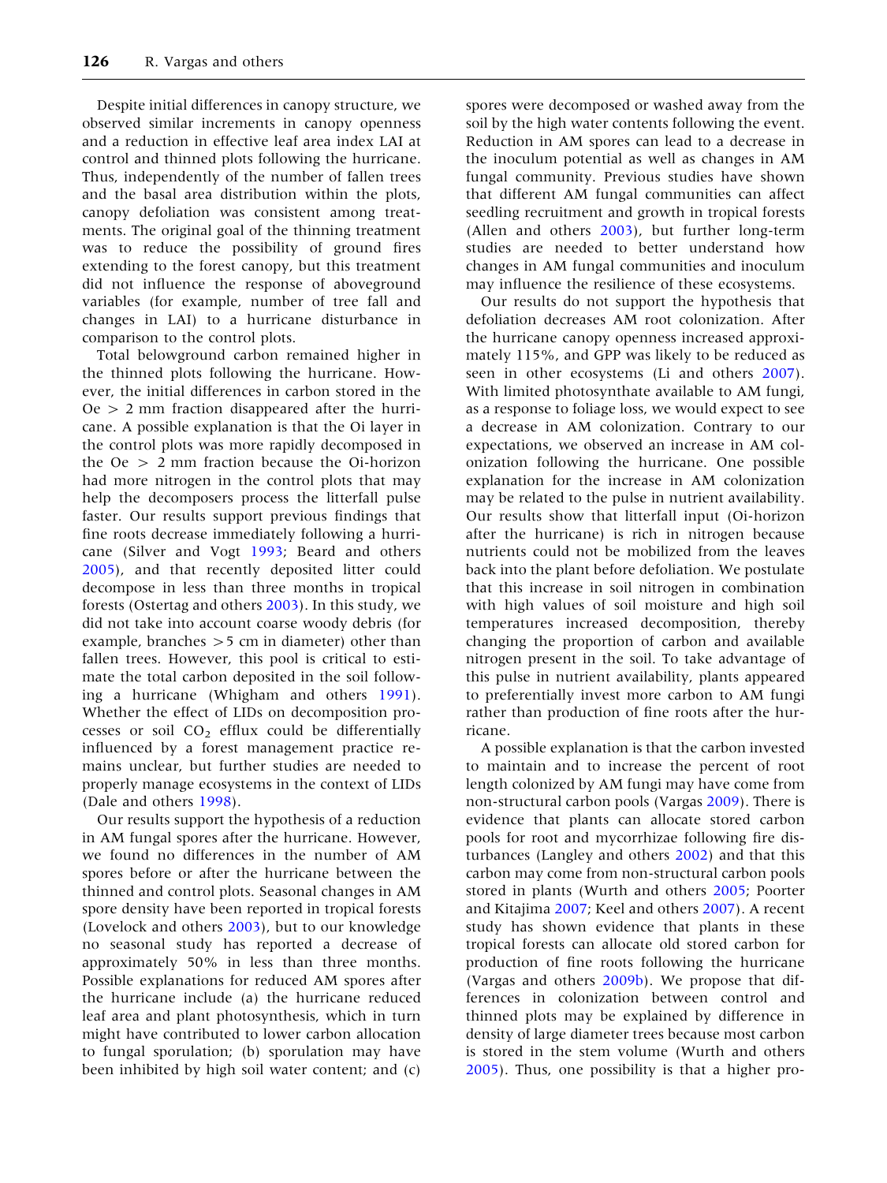Despite initial differences in canopy structure, we observed similar increments in canopy openness and a reduction in effective leaf area index LAI at control and thinned plots following the hurricane. Thus, independently of the number of fallen trees and the basal area distribution within the plots, canopy defoliation was consistent among treatments. The original goal of the thinning treatment was to reduce the possibility of ground fires extending to the forest canopy, but this treatment did not influence the response of aboveground variables (for example, number of tree fall and changes in LAI) to a hurricane disturbance in comparison to the control plots.

Total belowground carbon remained higher in the thinned plots following the hurricane. However, the initial differences in carbon stored in the Oe > 2 mm fraction disappeared after the hurricane. A possible explanation is that the Oi layer in the control plots was more rapidly decomposed in the Oe > 2 mm fraction because the Oi-horizon had more nitrogen in the control plots that may help the decomposers process the litterfall pulse faster. Our results support previous findings that fine roots decrease immediately following a hurricane (Silver and Vogt 1993; Beard and others 2005), and that recently deposited litter could decompose in less than three months in tropical forests (Ostertag and others 2003). In this study, we did not take into account coarse woody debris (for example, branches >5 cm in diameter) other than fallen trees. However, this pool is critical to estimate the total carbon deposited in the soil following a hurricane (Whigham and others 1991). Whether the effect of LIDs on decomposition processes or soil $CO_2$ efflux could be differentially influenced by a forest management practice remains unclear, but further studies are needed to properly manage ecosystems in the context of LIDs (Dale and others 1998).

Our results support the hypothesis of a reduction in AM fungal spores after the hurricane. However, we found no differences in the number of AM spores before or after the hurricane between the thinned and control plots. Seasonal changes in AM spore density have been reported in tropical forests (Lovelock and others 2003), but to our knowledge no seasonal study has reported a decrease of approximately 50% in less than three months. Possible explanations for reduced AM spores after the hurricane include (a) the hurricane reduced leaf area and plant photosynthesis, which in turn might have contributed to lower carbon allocation to fungal sporulation; (b) sporulation may have been inhibited by high soil water content; and (c) spores were decomposed or washed away from the soil by the high water contents following the event. Reduction in AM spores can lead to a decrease in the inoculum potential as well as changes in AM fungal community. Previous studies have shown that different AM fungal communities can affect seedling recruitment and growth in tropical forests (Allen and others 2003), but further long-term studies are needed to better understand how changes in AM fungal communities and inoculum may influence the resilience of these ecosystems.

Our results do not support the hypothesis that defoliation decreases AM root colonization. After the hurricane canopy openness increased approximately 115%, and GPP was likely to be reduced as seen in other ecosystems (Li and others 2007). With limited photosynthate available to AM fungi, as a response to foliage loss, we would expect to see a decrease in AM colonization. Contrary to our expectations, we observed an increase in AM colonization following the hurricane. One possible explanation for the increase in AM colonization may be related to the pulse in nutrient availability. Our results show that litterfall input (Oi-horizon after the hurricane) is rich in nitrogen because nutrients could not be mobilized from the leaves back into the plant before defoliation. We postulate that this increase in soil nitrogen in combination with high values of soil moisture and high soil temperatures increased decomposition, thereby changing the proportion of carbon and available nitrogen present in the soil. To take advantage of this pulse in nutrient availability, plants appeared to preferentially invest more carbon to AM fungi rather than production of fine roots after the hurricane.

A possible explanation is that the carbon invested to maintain and to increase the percent of root length colonized by AM fungi may have come from non-structural carbon pools (Vargas 2009). There is evidence that plants can allocate stored carbon pools for root and mycorrhizae following fire disturbances (Langley and others 2002) and that this carbon may come from non-structural carbon pools stored in plants (Wurth and others 2005; Poorter and Kitajima 2007; Keel and others 2007). A recent study has shown evidence that plants in these tropical forests can allocate old stored carbon for production of fine roots following the hurricane (Vargas and others 2009b). We propose that differences in colonization between control and thinned plots may be explained by difference in density of large diameter trees because most carbon is stored in the stem volume (Wurth and others 2005). Thus, one possibility is that a higher pro-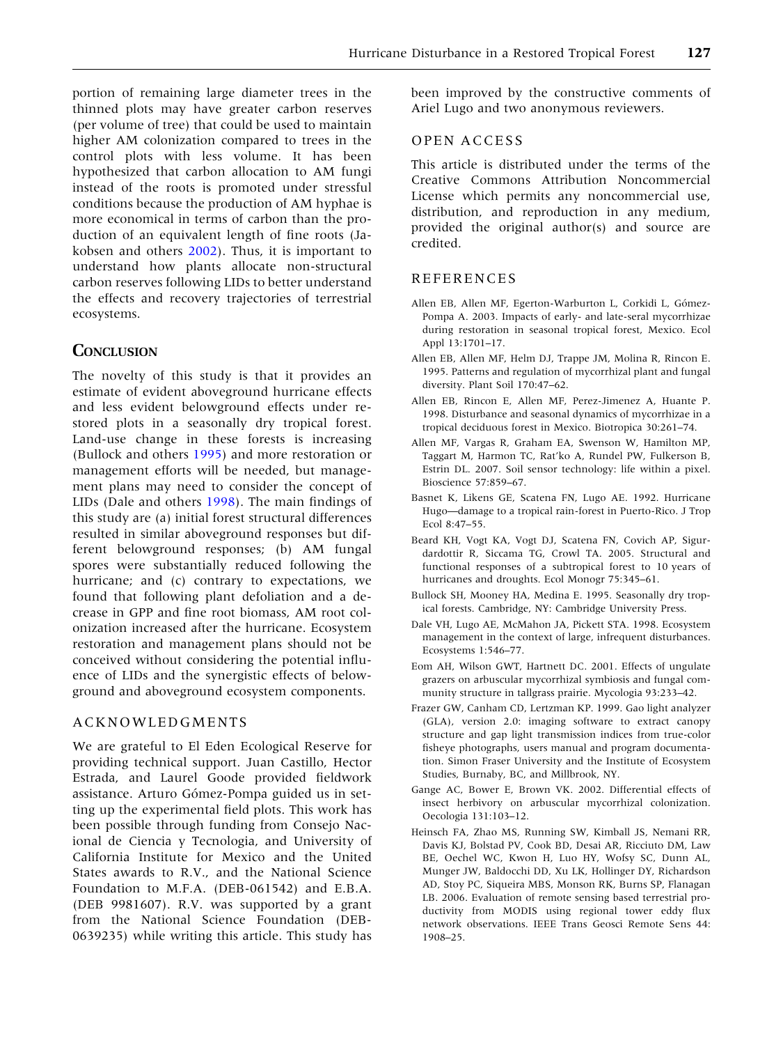portion of remaining large diameter trees in the thinned plots may have greater carbon reserves (per volume of tree) that could be used to maintain higher AM colonization compared to trees in the control plots with less volume. It has been hypothesized that carbon allocation to AM fungi instead of the roots is promoted under stressful conditions because the production of AM hyphae is more economical in terms of carbon than the production of an equivalent length of fine roots (Jakobsen and others 2002). Thus, it is important to understand how plants allocate non-structural carbon reserves following LIDs to better understand the effects and recovery trajectories of terrestrial ecosystems.

## CONCLUSION

The novelty of this study is that it provides an estimate of evident aboveground hurricane effects and less evident belowground effects under restored plots in a seasonally dry tropical forest. Land-use change in these forests is increasing (Bullock and others 1995) and more restoration or management efforts will be needed, but management plans may need to consider the concept of LIDs (Dale and others 1998). The main findings of this study are (a) initial forest structural differences resulted in similar aboveground responses but different belowground responses; (b) AM fungal spores were substantially reduced following the hurricane; and (c) contrary to expectations, we found that following plant defoliation and a decrease in GPP and fine root biomass, AM root colonization increased after the hurricane. Ecosystem restoration and management plans should not be conceived without considering the potential influence of LIDs and the synergistic effects of belowground and aboveground ecosystem components.

### ACKNOWLEDGMENTS

We are grateful to El Eden Ecological Reserve for providing technical support. Juan Castillo, Hector Estrada, and Laurel Goode provided fieldwork assistance. Arturo Gómez-Pompa guided us in setting up the experimental field plots. This work has been possible through funding from Consejo Nacional de Ciencia y Tecnologia, and University of California Institute for Mexico and the United States awards to R.V., and the National Science Foundation to M.F.A. (DEB-061542) and E.B.A. (DEB 9981607). R.V. was supported by a grant from the National Science Foundation (DEB-0639235) while writing this article. This study has been improved by the constructive comments of Ariel Lugo and two anonymous reviewers.

### OPEN ACCESS

This article is distributed under the terms of the Creative Commons Attribution Noncommercial License which permits any noncommercial use, distribution, and reproduction in any medium, provided the original author(s) and source are credited.

### REFERENCES

Allen EB, Allen MF, Egerton-Warburton L, Corkidi L, Gómez-Pompa A. 2003. Impacts of early- and late-seral mycorrhizae during restoration in seasonal tropical forest, Mexico. Ecol Appl 13:1701–17.

Allen EB, Allen MF, Helm DJ, Trappe JM, Molina R, Rincon E. 1995. Patterns and regulation of mycorrhizal plant and fungal diversity. Plant Soil 170:47–62.

Allen EB, Rincon E, Allen MF, Perez-Jimenez A, Huante P. 1998. Disturbance and seasonal dynamics of mycorrhizae in a tropical deciduous forest in Mexico. Biotropica 30:261–74.

Allen MF, Vargas R, Graham EA, Swenson W, Hamilton MP, Taggart M, Harmon TC, Rat'ko A, Rundel PW, Fulkerson B, Estrin DL. 2007. Soil sensor technology: life within a pixel. Bioscience 57:859–67.

Basnet K, Likens GE, Scatena FN, Lugo AE. 1992. Hurricane Hugo—damage to a tropical rain-forest in Puerto-Rico. J Trop Ecol 8:47–55.

Beard KH, Vogt KA, Vogt DJ, Scatena FN, Covich AP, Sigurdardottir R, Siccama TG, Crowl TA. 2005. Structural and functional responses of a subtropical forest to 10 years of hurricanes and droughts. Ecol Monogr 75:345–61.

Bullock SH, Mooney HA, Medina E. 1995. Seasonally dry tropical forests. Cambridge, NY: Cambridge University Press.

Dale VH, Lugo AE, McMahon JA, Pickett STA. 1998. Ecosystem management in the context of large, infrequent disturbances. Ecosystems 1:546–77.

Eom AH, Wilson GWT, Hartnett DC. 2001. Effects of ungulate grazers on arbuscular mycorrhizal symbiosis and fungal community structure in tallgrass prairie. Mycologia 93:233–42.

Frazer GW, Canham CD, Lertzman KP. 1999. Gao light analyzer (GLA), version 2.0: imaging software to extract canopy structure and gap light transmission indices from true-color fisheye photographs, users manual and program documentation. Simon Fraser University and the Institute of Ecosystem Studies, Burnaby, BC, and Millbrook, NY.

Gange AC, Bower E, Brown VK. 2002. Differential effects of insect herbivory on arbuscular mycorrhizal colonization. Oecologia 131:103–12.

Heinsch FA, Zhao MS, Running SW, Kimball JS, Nemani RR, Davis KJ, Bolstad PV, Cook BD, Desai AR, Ricciuto DM, Law BE, Oechel WC, Kwon H, Luo HY, Wofsy SC, Dunn AL, Munger JW, Baldocchi DD, Xu LK, Hollinger DY, Richardson AD, Stoy PC, Siqueira MBS, Monson RK, Burns SP, Flanagan LB. 2006. Evaluation of remote sensing based terrestrial productivity from MODIS using regional tower eddy flux network observations. IEEE Trans Geosci Remote Sens 44: 1908–25.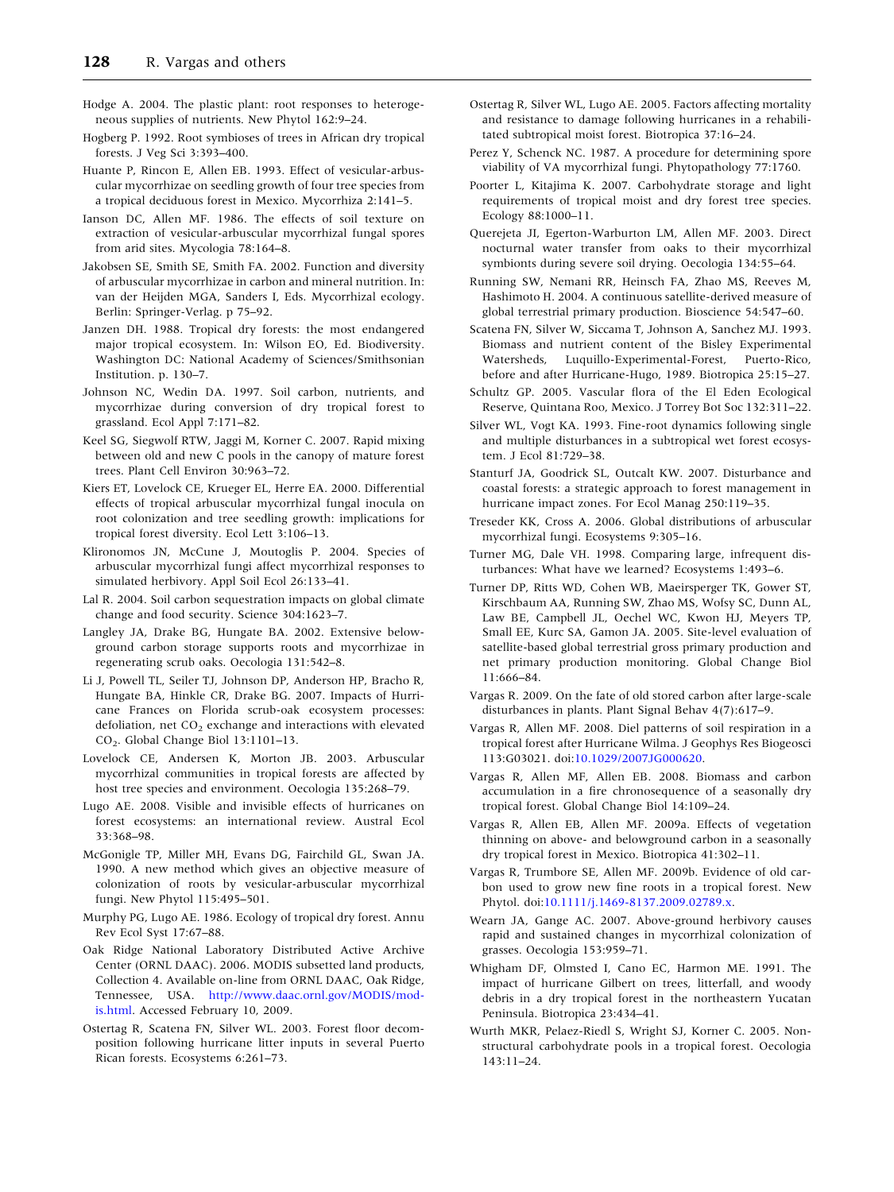Hodge A. 2004. The plastic plant: root responses to heterogeneous supplies of nutrients. New Phytol 162:9–24.

Hogberg P. 1992. Root symbioses of trees in African dry tropical forests. J Veg Sci 3:393–400.

Huante P, Rincon E, Allen EB. 1993. Effect of vesicular-arbuscular mycorrhizae on seedling growth of four tree species from a tropical deciduous forest in Mexico. Mycorrhiza 2:141–5.

Ianson DC, Allen MF. 1986. The effects of soil texture on extraction of vesicular-arbuscular mycorrhizal fungal spores from arid sites. Mycologia 78:164–8.

Jakobsen SE, Smith SE, Smith FA. 2002. Function and diversity of arbuscular mycorrhizae in carbon and mineral nutrition. In: van der Heijden MGA, Sanders I, Eds. Mycorrhizal ecology. Berlin: Springer-Verlag. p 75–92.

Janzen DH. 1988. Tropical dry forests: the most endangered major tropical ecosystem. In: Wilson EO, Ed. Biodiversity. Washington DC: National Academy of Sciences/Smithsonian Institution. p. 130–7.

Johnson NC, Wedin DA. 1997. Soil carbon, nutrients, and mycorrhizae during conversion of dry tropical forest to grassland. Ecol Appl 7:171–82.

Keel SG, Siegwolf RTW, Jaggi M, Korner C. 2007. Rapid mixing between old and new C pools in the canopy of mature forest trees. Plant Cell Environ 30:963–72.

Kiers ET, Lovelock CE, Krueger EL, Herre EA. 2000. Differential effects of tropical arbuscular mycorrhizal fungal inocula on root colonization and tree seedling growth: implications for tropical forest diversity. Ecol Lett 3:106–13.

Klironomos JN, McCune J, Moutoglis P. 2004. Species of arbuscular mycorrhizal fungi affect mycorrhizal responses to simulated herbivory. Appl Soil Ecol 26:133–41.

Lal R. 2004. Soil carbon sequestration impacts on global climate change and food security. Science 304:1623–7.

Langley JA, Drake BG, Hungate BA. 2002. Extensive belowground carbon storage supports roots and mycorrhizae in regenerating scrub oaks. Oecologia 131:542–8.

Li J, Powell TL, Seiler TJ, Johnson DP, Anderson HP, Bracho R, Hungate BA, Hinkle CR, Drake BG. 2007. Impacts of Hurricane Frances on Florida scrub-oak ecosystem processes: defoliation, net $CO_2$ exchange and interactions with elevated $CO_2$. Global Change Biol 13:1101–13.

Lovelock CE, Andersen K, Morton JB. 2003. Arbuscular mycorrhizal communities in tropical forests are affected by host tree species and environment. Oecologia 135:268–79.

Lugo AE. 2008. Visible and invisible effects of hurricanes on forest ecosystems: an international review. Austral Ecol 33:368–98.

McGonigle TP, Miller MH, Evans DG, Fairchild GL, Swan JA. 1990. A new method which gives an objective measure of colonization of roots by vesicular-arbuscular mycorrhizal fungi. New Phytol 115:495–501.

Murphy PG, Lugo AE. 1986. Ecology of tropical dry forest. Annu Rev Ecol Syst 17:67–88.

Oak Ridge National Laboratory Distributed Active Archive Center (ORNL DAAC). 2006. MODIS subsetted land products, Collection 4. Available on-line from ORNL DAAC, Oak Ridge, Tennessee, USA. http://www.daac.ornl.gov/MODIS/modis.html. Accessed February 10, 2009.

Ostertag R, Scatena FN, Silver WL. 2003. Forest floor decomposition following hurricane litter inputs in several Puerto Rican forests. Ecosystems 6:261–73.

Ostertag R, Silver WL, Lugo AE. 2005. Factors affecting mortality and resistance to damage following hurricanes in a rehabilitated subtropical moist forest. Biotropica 37:16–24.

Perez Y, Schenck NC. 1987. A procedure for determining spore viability of VA mycorrhizal fungi. Phytopathology 77:1760.

Poorter L, Kitajima K. 2007. Carbohydrate storage and light requirements of tropical moist and dry forest tree species. Ecology 88:1000–11.

Querejeta JI, Egerton-Warburton LM, Allen MF. 2003. Direct nocturnal water transfer from oaks to their mycorrhizal symbionts during severe soil drying. Oecologia 134:55–64.

Running SW, Nemani RR, Heinsch FA, Zhao MS, Reeves M, Hashimoto H. 2004. A continuous satellite-derived measure of global terrestrial primary production. Bioscience 54:547–60.

Scatena FN, Silver W, Siccama T, Johnson A, Sanchez MJ. 1993. Biomass and nutrient content of the Bisley Experimental Watersheds, Luquillo-Experimental-Forest, Puerto-Rico, before and after Hurricane-Hugo, 1989. Biotropica 25:15–27.

Schultz GP. 2005. Vascular flora of the El Eden Ecological Reserve, Quintana Roo, Mexico. J Torrey Bot Soc 132:311–22.

Silver WL, Vogt KA. 1993. Fine-root dynamics following single and multiple disturbances in a subtropical wet forest ecosystem. J Ecol 81:729–38.

Stanturf JA, Goodrick SL, Outcalt KW. 2007. Disturbance and coastal forests: a strategic approach to forest management in hurricane impact zones. For Ecol Manag 250:119–35.

Treseder KK, Cross A. 2006. Global distributions of arbuscular mycorrhizal fungi. Ecosystems 9:305–16.

Turner MG, Dale VH. 1998. Comparing large, infrequent disturbances: What have we learned? Ecosystems 1:493–6.

Turner DP, Ritts WD, Cohen WB, Maeirsperger TK, Gower ST, Kirschbaum AA, Running SW, Zhao MS, Wofsy SC, Dunn AL, Law BE, Campbell JL, Oechel WC, Kwon HJ, Meyers TP, Small EE, Kurc SA, Gamon JA. 2005. Site-level evaluation of satellite-based global terrestrial gross primary production and net primary production monitoring. Global Change Biol 11:666–84.

Vargas R. 2009. On the fate of old stored carbon after large-scale disturbances in plants. Plant Signal Behav 4(7):617–9.

Vargas R, Allen MF. 2008. Diel patterns of soil respiration in a tropical forest after Hurricane Wilma. J Geophys Res Biogeosci 113:G03021. doi:10.1029/2007JG000620.

Vargas R, Allen MF, Allen EB. 2008. Biomass and carbon accumulation in a fire chronosequence of a seasonally dry tropical forest. Global Change Biol 14:109–24.

Vargas R, Allen EB, Allen MF. 2009a. Effects of vegetation thinning on above- and belowground carbon in a seasonally dry tropical forest in Mexico. Biotropica 41:302–11.

Vargas R, Trumbore SE, Allen MF. 2009b. Evidence of old carbon used to grow new fine roots in a tropical forest. New Phytol. doi:10.1111/j.1469-8137.2009.02789.x.

Wearn JA, Gange AC. 2007. Above-ground herbivory causes rapid and sustained changes in mycorrhizal colonization of grasses. Oecologia 153:959–71.

Whigham DF, Olmsted I, Cano EC, Harmon ME. 1991. The impact of hurricane Gilbert on trees, litterfall, and woody debris in a dry tropical forest in the northeastern Yucatan Peninsula. Biotropica 23:434–41.

Wurth MKR, Pelaez-Riedl S, Wright SJ, Korner C. 2005. Non-structural carbohydrate pools in a tropical forest. Oecologia 143:11–24.